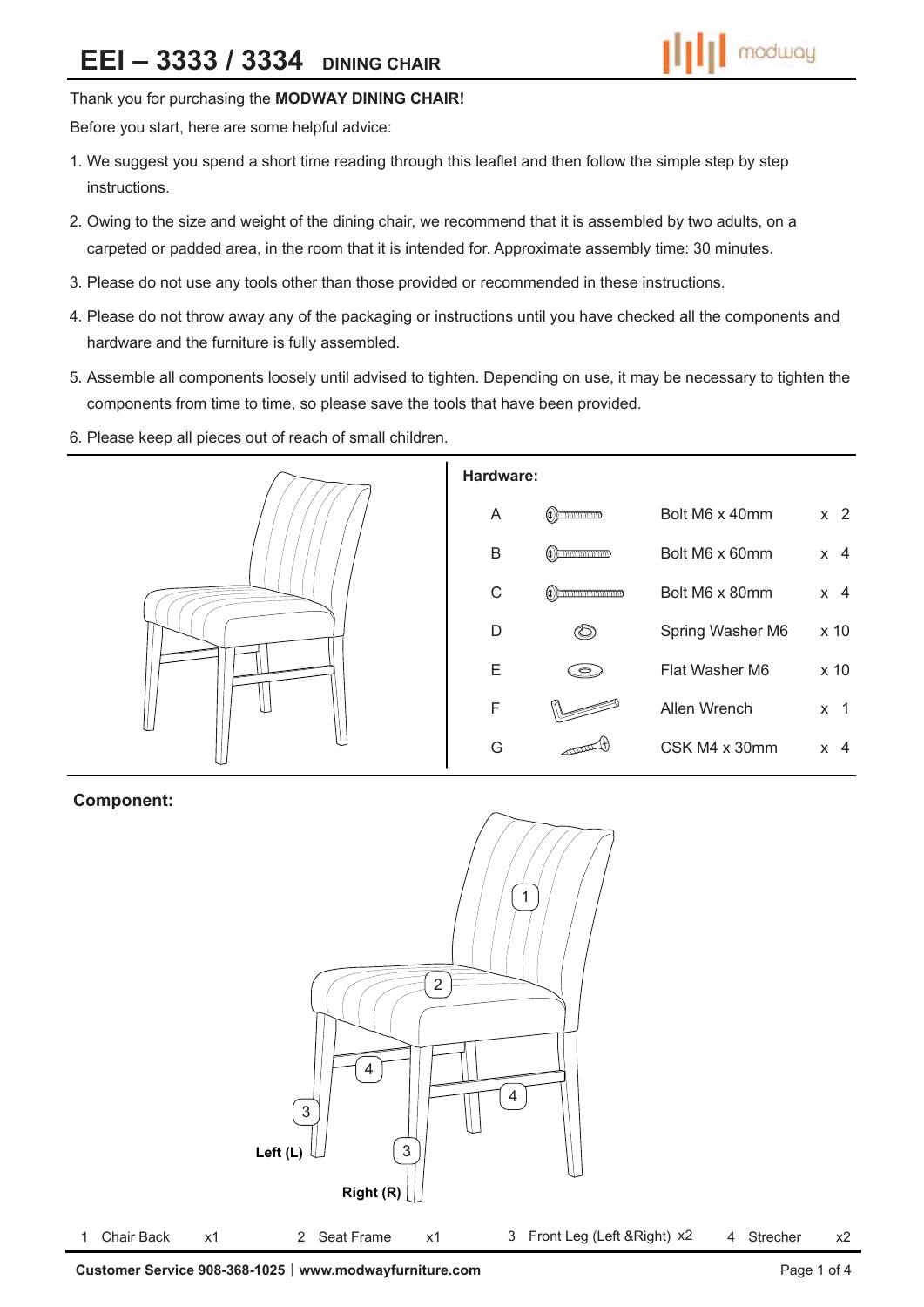# EEI – 3333 / 3334 DINING CHAIR

Thank you for purchasing the **MODWAY DINING CHAIR!**

Before you start, here are some helpful advice:

1. We suggest you spend a short time reading through this leaflet and then follow the simple step by step instructions.
2. Owing to the size and weight of the dining chair, we recommend that it is assembled by two adults, on a carpeted or padded area, in the room that it is intended for. Approximate assembly time: 30 minutes.
3. Please do not use any tools other than those provided or recommended in these instructions.
4. Please do not throw away any of the packaging or instructions until you have checked all the components and hardware and the furniture is fully assembled.
5. Assemble all components loosely until advised to tighten. Depending on use, it may be necessary to tighten the components from time to time, so please save the tools that have been provided.
6. Please keep all pieces out of reach of small children.

**Hardware:**

| | | |
|---|---|---|
| A | Bolt M6 x 40mm | x 2 |
| B | Bolt M6 x 60mm | x 4 |
| C | Bolt M6 x 80mm | x 4 |
| D | Spring Washer M6 | x 10 |
| E | Flat Washer M6 | x 10 |
| F | Allen Wrench | x 1 |
| G | CSK M4 x 30mm | x 4 |

**Component:**

1

2

4

4

3

Left (L)

3

Right (R)

| | | |
|---|---|---|
| 1 | Chair Back | x1 |
| 2 | Seat Frame | x1 |
| 3 | Front Leg (Left &Right) | x2 |
| 4 | Strecher | x2 |

**Customer Service 908-368-1025 | www.modwayfurniture.com**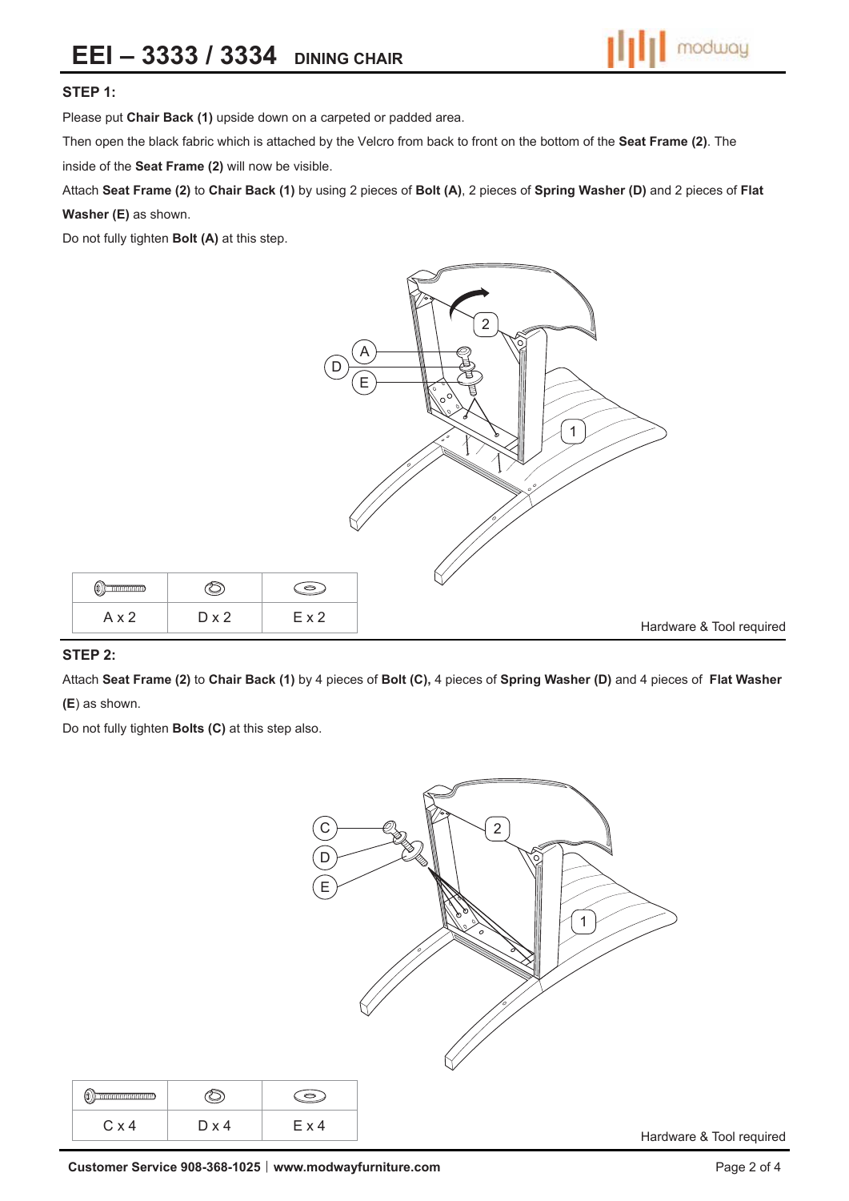# EEI – 3333 / 3334 DINING CHAIR

### STEP 1:

Please put **Chair Back (1)** upside down on a carpeted or padded area.

Then open the black fabric which is attached by the Velcro from back to front on the bottom of the **Seat Frame (2)**. The inside of the **Seat Frame (2)** will now be visible.

Attach **Seat Frame (2)** to **Chair Back (1)** by using 2 pieces of **Bolt (A)**, 2 pieces of **Spring Washer (D)** and 2 pieces of **Flat Washer (E)** as shown.

Do not fully tighten **Bolt (A)** at this step.

| | | |
|---|---|---|
| A x 2 | D x 2 | E x 2 |

Hardware & Tool required

### STEP 2:

Attach **Seat Frame (2)** to **Chair Back (1)** by 4 pieces of **Bolt (C),** 4 pieces of **Spring Washer (D)** and 4 pieces of **Flat Washer (E)** as shown.

Do not fully tighten **Bolts (C)** at this step also.

| | | |
|---|---|---|
| C x 4 | D x 4 | E x 4 |

Hardware & Tool required

**Customer Service 908-368-1025 | www.modwayfurniture.com**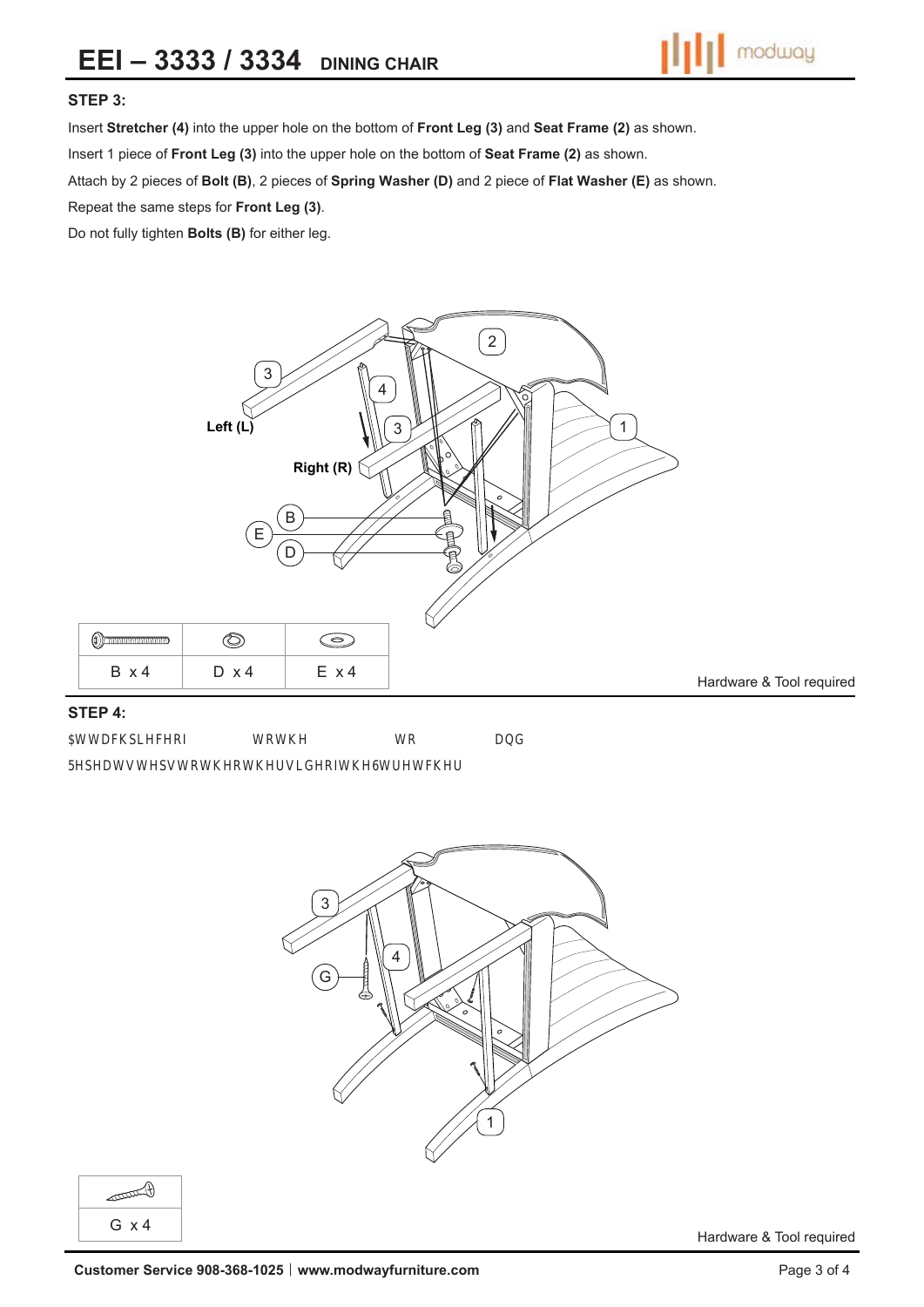### STEP 3:

Insert **Stretcher (4)** into the upper hole on the bottom of **Front Leg (3)** and **Seat Frame (2)** as shown.

Insert 1 piece of **Front Leg (3)** into the upper hole on the bottom of **Seat Frame (2)** as shown.

Attach by 2 pieces of **Bolt (B)**, 2 pieces of **Spring Washer (D)** and 2 piece of **Flat Washer (E)** as shown.

Repeat the same steps for **Front Leg (3)**.

Do not fully tighten **Bolts (B)** for either leg.

Left (L)

Right (R)

| | | |
|---|---|---|
| B x 4 | D x 4 | E x 4 |

Hardware & Tool required

### STEP 4:

$WWDFKSLHFHRI WRWKH WR DQG

5HSHDWVWHSVWRWKHRWKHUVLGHRIWKH6WUHWFKHU

| |
|---|
| G x 4 |

Hardware & Tool required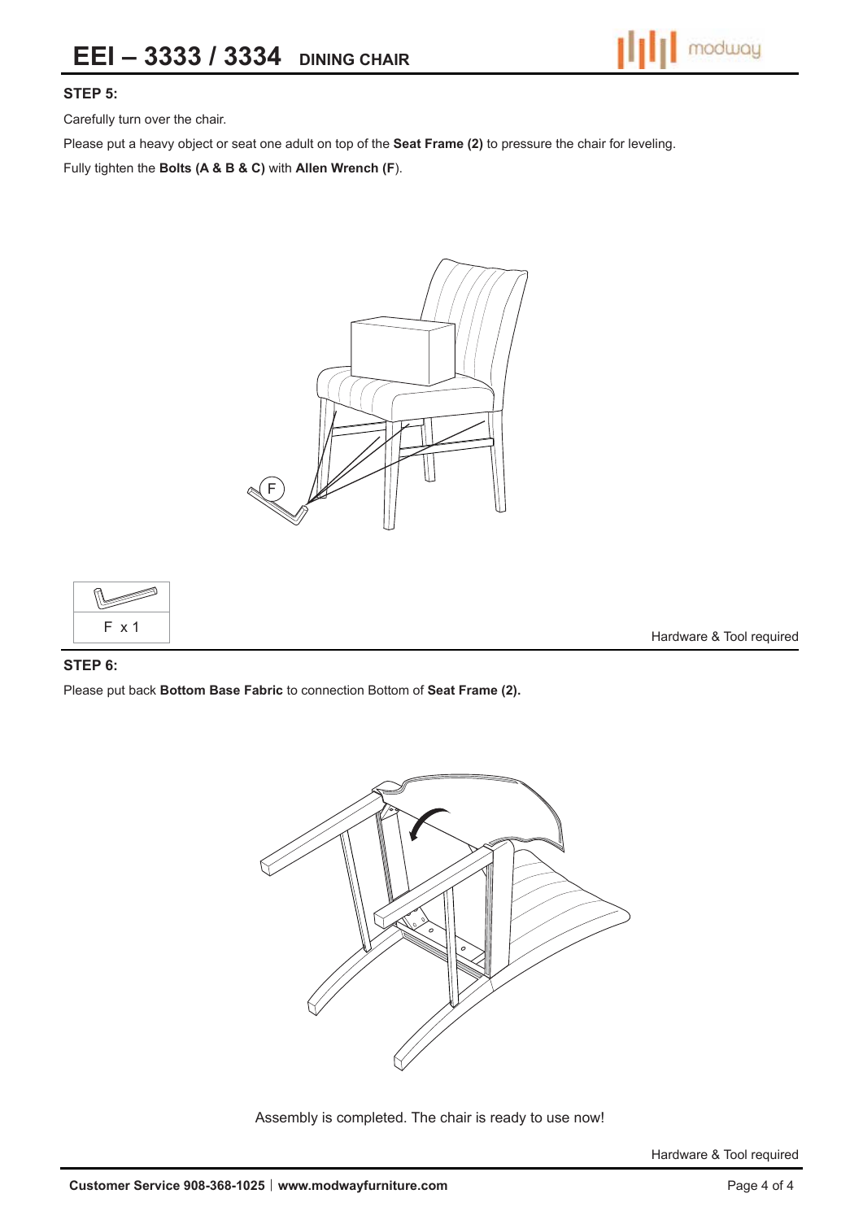# EEI – 3333 / 3334 DINING CHAIR

### STEP 5:

Carefully turn over the chair.

Please put a heavy object or seat one adult on top of the **Seat Frame (2)** to pressure the chair for leveling.

Fully tighten the **Bolts (A & B & C)** with **Allen Wrench (F**).

F

F x 1

Hardware & Tool required

### STEP 6:

Please put back **Bottom Base Fabric** to connection Bottom of **Seat Frame (2).**

Assembly is completed. The chair is ready to use now!

Hardware & Tool required

**Customer Service 908-368-1025 | www.modwayfurniture.com**